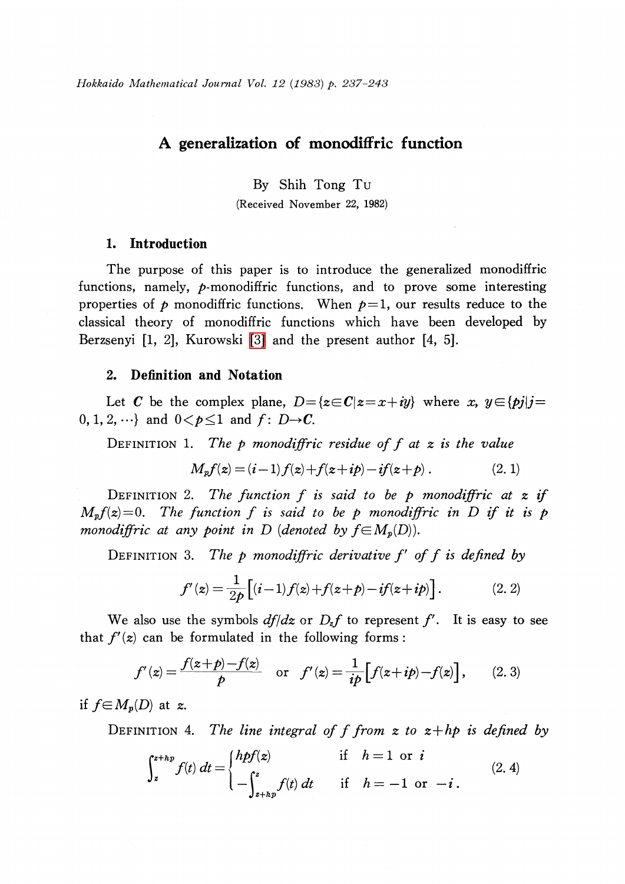# A generalization of monodiffric function

By Shih Tong Tu

(Received November 22, 1982)

## 1. Introduction

The purpose of this paper is to introduce the generalized monodiffric functions, namely, $p$-monodiffric functions, and to prove some interesting properties of $p$ monodiffric functions. When $p=1$, our results reduce to the classical theory of monodiffric functions which have been developed by Berzsenyi [1, 2], Kurowski [3] and the present author [4, 5].

## 2. Definition and Notation

Let $\boldsymbol{C}$ be the complex plane, $D=\{z\in\boldsymbol{C}|z=x+iy\}$ where $x,\ y\in\{pj|j=0,1,2,\cdots\}$ and $0<p\leq 1$ and $f\colon D\to\boldsymbol{C}$.

DEFINITION 1. *The $p$ monodiffric residue of $f$ at $z$ is the value*

$$M_{p}f(z)=(i-1)f(z)+f(z+ip)-if(z+p)\,. \tag{2.1}$$

DEFINITION 2. *The function $f$ is said to be $p$ monodiffric at $z$ if $M_{p}f(z)=0$. The function $f$ is said to be $p$ monodiffric in $D$ if it is $p$ monodiffric at any point in $D$ (denoted by $f\in M_{p}(D)$).*

DEFINITION 3. *The $p$ monodiffric derivative $f'$ of $f$ is defined by*

$$f'(z)=\frac{1}{2p}\left[(i-1)f(z)+f(z+p)-if(z+ip)\right]. \tag{2.2}$$

We also use the symbols $df/dz$ or $D_{z}f$ to represent $f'$. It is easy to see that $f'(z)$ can be formulated in the following forms:

$$f'(z)=\frac{f(z+p)-f(z)}{p}\quad\text{or}\quad f'(z)=\frac{1}{ip}\left[f(z+ip)-f(z)\right], \tag{2.3}$$

if $f\in M_{p}(D)$ at $z$.

DEFINITION 4. *The line integral of $f$ from $z$ to $z+hp$ is defined by*

$$\int_{z}^{z+hp}f(t)\,dt=\begin{cases}hpf(z) & \text{if}\quad h=1\text{ or }i\\ -\displaystyle\int_{z+hp}^{z}f(t)\,dt & \text{if}\quad h=-1\text{ or }-i\,.\end{cases} \tag{2.4}$$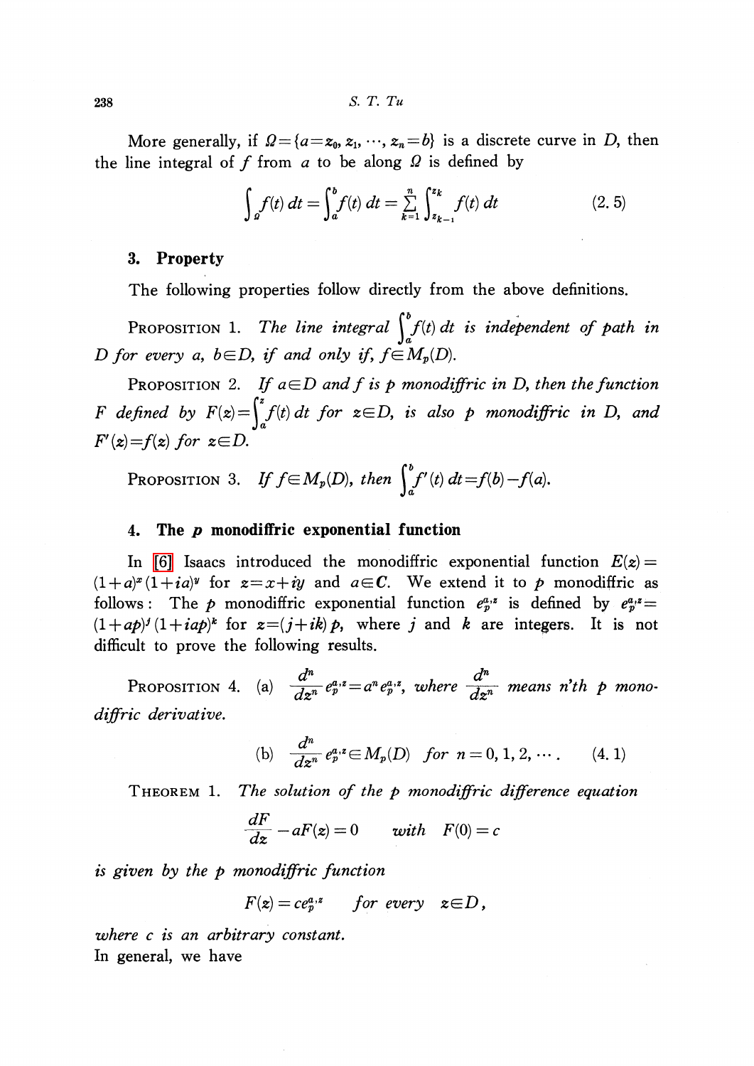More generally, if $\Omega=\{a=z_0, z_1, \cdots, z_n=b\}$ is a discrete curve in $D$, then the line integral of $f$ from $a$ to be along $\Omega$ is defined by

$$\int_{\Omega} f(t)\,dt=\int_a^b f(t)\,dt=\sum_{k=1}^{n}\int_{z_{k-1}}^{z_k} f(t)\,dt \tag{2.5}$$

## 3. Property

The following properties follow directly from the above definitions.

Proposition 1. *The line integral* $\int_a^b f(t)\,dt$ *is independent of path in* $D$ *for every* $a, b\in D$, *if and only if*, $f\in M_p(D)$.

Proposition 2. *If* $a\in D$ *and* $f$ *is* $p$ *monodiffric in* $D$, *then the function* $F$ *defined by* $F(z)=\int_a^z f(t)\,dt$ *for* $z\in D$, *is also* $p$ *monodiffric in* $D$, *and* $F'(z)=f(z)$ *for* $z\in D$.

Proposition 3. *If* $f\in M_p(D)$, *then* $\int_a^b f'(t)\,dt=f(b)-f(a)$.

## 4. The $p$ monodiffric exponential function

In [6] Isaacs introduced the monodiffric exponential function $E(z)=(1+a)^x(1+ia)^y$ for $z=x+iy$ and $a\in C$. We extend it to $p$ monodiffric as follows: The $p$ monodiffric exponential function $e_p^{a,z}$ is defined by $e_p^{a,z}=(1+ap)^j(1+iap)^k$ for $z=(j+ik)p$, where $j$ and $k$ are integers. It is not difficult to prove the following results.

Proposition 4. (a) $\dfrac{d^n}{dz^n}e_p^{a,z}=a^n e_p^{a,z}$, *where* $\dfrac{d^n}{dz^n}$ *means* $n$*'th* $p$ *monodiffric derivative.*

$$\text{(b)}\quad \frac{d^n}{dz^n}e_p^{a,z}\in M_p(D)\quad \textit{for } n=0,1,2,\cdots. \tag{4.1}$$

Theorem 1. *The solution of the* $p$ *monodiffric difference equation*

$$\frac{dF}{dz}-aF(z)=0 \qquad \textit{with}\quad F(0)=c$$

*is given by the* $p$ *monodiffric function*

$$F(z)=ce_p^{a,z} \qquad \textit{for every}\quad z\in D,$$

*where* $c$ *is an arbitrary constant.*

In general, we have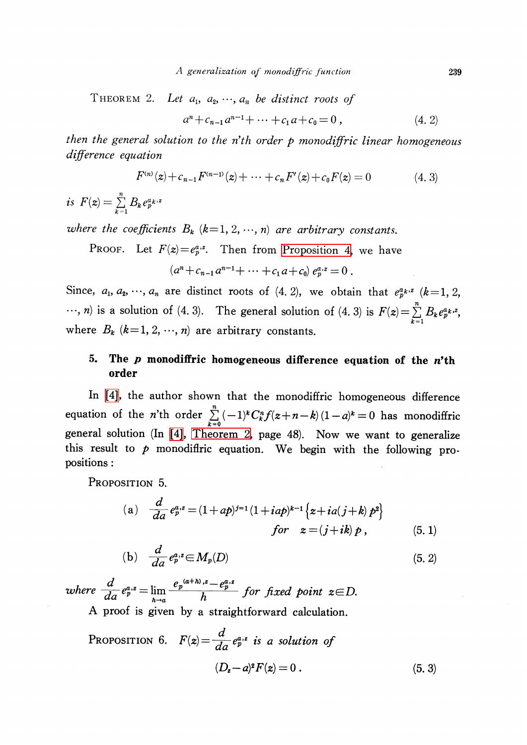THEOREM 2. *Let $a_1, a_2, \cdots, a_n$ be distinct roots of*

$$a^n + c_{n-1}a^{n-1} + \cdots + c_1 a + c_0 = 0\,, \tag{4. 2}$$

*then the general solution to the n'th order p monodiffric linear homogeneous difference equation*

$$F^{(n)}(z) + c_{n-1}F^{(n-1)}(z) + \cdots + c_n F'(z) + c_0 F(z) = 0 \tag{4. 3}$$

*is* $F(z) = \sum_{k=1}^{n} B_k e_p^{a_k, z}$

*where the coefficients $B_k$ $(k=1, 2, \cdots, n)$ are arbitrary constants.*

PROOF. Let $F(z) = e_p^{a,z}$. Then from Proposition 4, we have

$$(a^n + c_{n-1}a^{n-1} + \cdots + c_1 a + c_0)\, e_p^{a,z} = 0\,.$$

Since, $a_1, a_2, \cdots, a_n$ are distinct roots of (4. 2), we obtain that $e_p^{a_k, z}$ $(k=1, 2, \cdots, n)$ is a solution of (4. 3). The general solution of (4. 3) is $F(z) = \sum_{k=1}^{n} B_k e_p^{a_k, z}$, where $B_k$ $(k=1, 2, \cdots, n)$ are arbitrary constants.

## 5. The p monodiffric homogeneous difference equation of the n'th order

In [4], the author shown that the monodiffric homogeneous difference equation of the $n$'th order $\sum_{k=0}^{n} (-1)^k C_k^n f(z+n-k)(1-a)^k = 0$ has monodiffric general solution (In [4], Theorem 2, page 48). Now we want to generalize this result to $p$ monodiflric equation. We begin with the following propositions:

PROPOSITION 5.

$$\text{(a)} \quad \frac{d}{da} e_p^{a,z} = (1+ap)^{j-1}(1+iap)^{k-1}\left\{z + ia(j+k)p^2\right\} \quad \textit{for} \quad z = (j+ik)p\,, \tag{5. 1}$$

$$\text{(b)} \quad \frac{d}{da} e_p^{a,z} \in M_p(D) \tag{5. 2}$$

*where* $\dfrac{d}{da} e_p^{a,z} = \lim_{h \to a} \dfrac{e_p^{(a+h),z} - e_p^{a,z}}{h}$ *for fixed point* $z \in D$.

A proof is given by a straightforward calculation.

PROPOSITION 6. $F(z) = \dfrac{d}{da} e_p^{a,z}$ *is a solution of*

$$(D_z - a)^2 F(z) = 0\,. \tag{5. 3}$$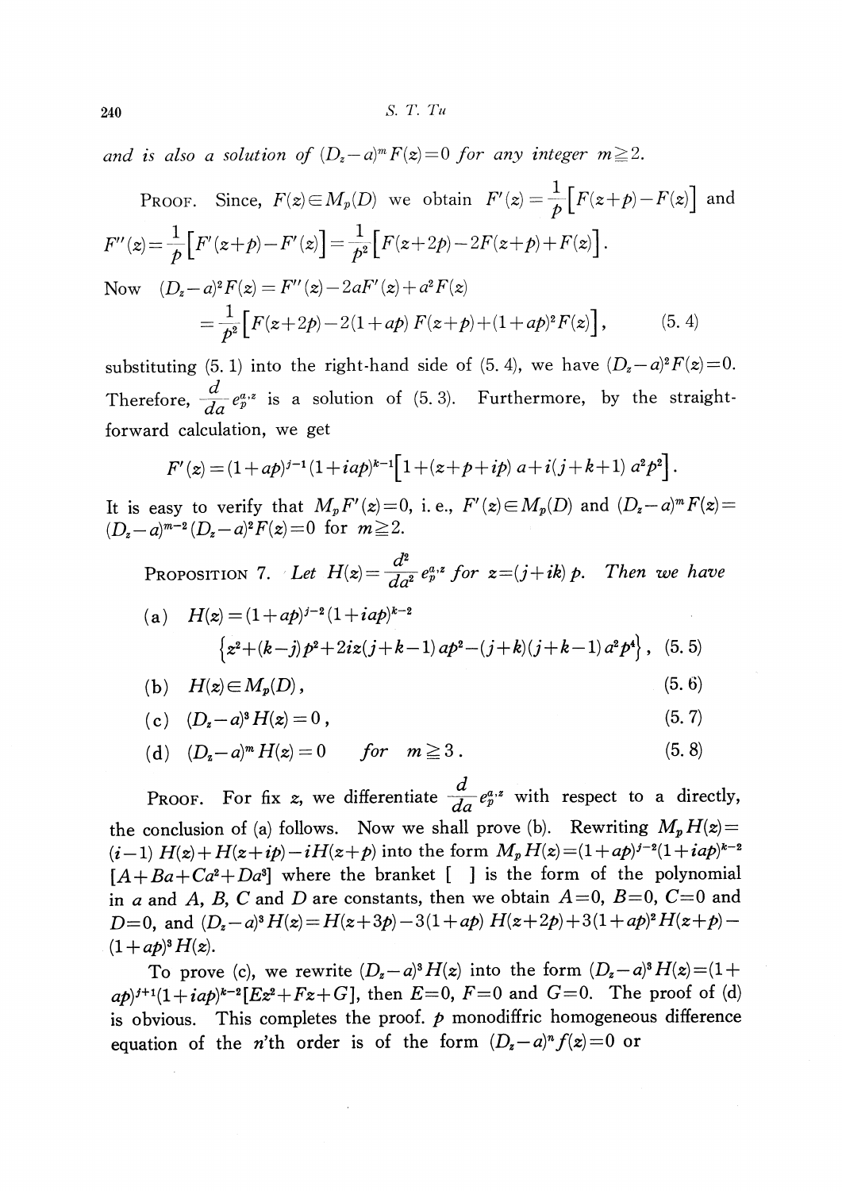*and is also a solution of* $(D_z - a)^m F(z) = 0$ *for any integer* $m \geqq 2$.

PROOF. Since, $F(z) \in M_p(D)$ we obtain $F'(z) = \frac{1}{p}\Big[F(z+p) - F(z)\Big]$ and $F''(z) = \frac{1}{p}\Big[F'(z+p) - F'(z)\Big] = \frac{1}{p^2}\Big[F(z+2p) - 2F(z+p) + F(z)\Big]$.

Now

$$(D_z - a)^2 F(z) = F''(z) - 2aF'(z) + a^2 F(z)$$

$$= \frac{1}{p^2}\Big[F(z+2p) - 2(1+ap)\,F(z+p) + (1+ap)^2 F(z)\Big], \tag{5.4}$$

substituting (5.1) into the right-hand side of (5.4), we have $(D_z - a)^2 F(z) = 0$. Therefore, $\frac{d}{da} e_p^{a,z}$ is a solution of (5.3). Furthermore, by the straightforward calculation, we get

$$F'(z) = (1+ap)^{j-1}(1+iap)^{k-1}\Big[1 + (z+p+ip)\,a + i(j+k+1)\,a^2p^2\Big].$$

It is easy to verify that $M_p F'(z) = 0$, i.e., $F'(z) \in M_p(D)$ and $(D_z - a)^m F(z) = (D_z - a)^{m-2}(D_z - a)^2 F(z) = 0$ for $m \geqq 2$.

PROPOSITION 7. *Let* $H(z) = \frac{d^2}{da^2} e_p^{a,z}$ *for* $z = (j+ik)\,p$. *Then we have*

(a) $H(z) = (1+ap)^{j-2}(1+iap)^{k-2}$
$$\Big\{z^2 + (k-j)\,p^2 + 2iz(j+k-1)\,ap^2 - (j+k)(j+k-1)\,a^2p^4\Big\}, \tag{5.5}$$

(b) $H(z) \in M_p(D)$, (5.6)

(c) $(D_z - a)^3 H(z) = 0$, (5.7)

(d) $(D_z - a)^m H(z) = 0$ *for* $m \geqq 3$. (5.8)

PROOF. For fix $z$, we differentiate $\frac{d}{da} e_p^{a,z}$ with respect to a directly, the conclusion of (a) follows. Now we shall prove (b). Rewriting $M_p H(z) = (i-1)\,H(z) + H(z+ip) - iH(z+p)$ into the form $M_p H(z) = (1+ap)^{j-2}(1+iap)^{k-2}[A + Ba + Ca^2 + Da^3]$ where the branket [ ] is the form of the polynomial in $a$ and $A$, $B$, $C$ and $D$ are constants, then we obtain $A=0$, $B=0$, $C=0$ and $D=0$, and $(D_z - a)^3 H(z) = H(z+3p) - 3(1+ap)\,H(z+2p) + 3(1+ap)^2 H(z+p) - (1+ap)^3 H(z)$.

To prove (c), we rewrite $(D_z - a)^3 H(z)$ into the form $(D_z - a)^3 H(z) = (1+ap)^{j+1}(1+iap)^{k-2}[Ez^2 + Fz + G]$, then $E=0$, $F=0$ and $G=0$. The proof of (d) is obvious. This completes the proof. $p$ monodiffric homogeneous difference equation of the $n$'th order is of the form $(D_z - a)^n f(z) = 0$ or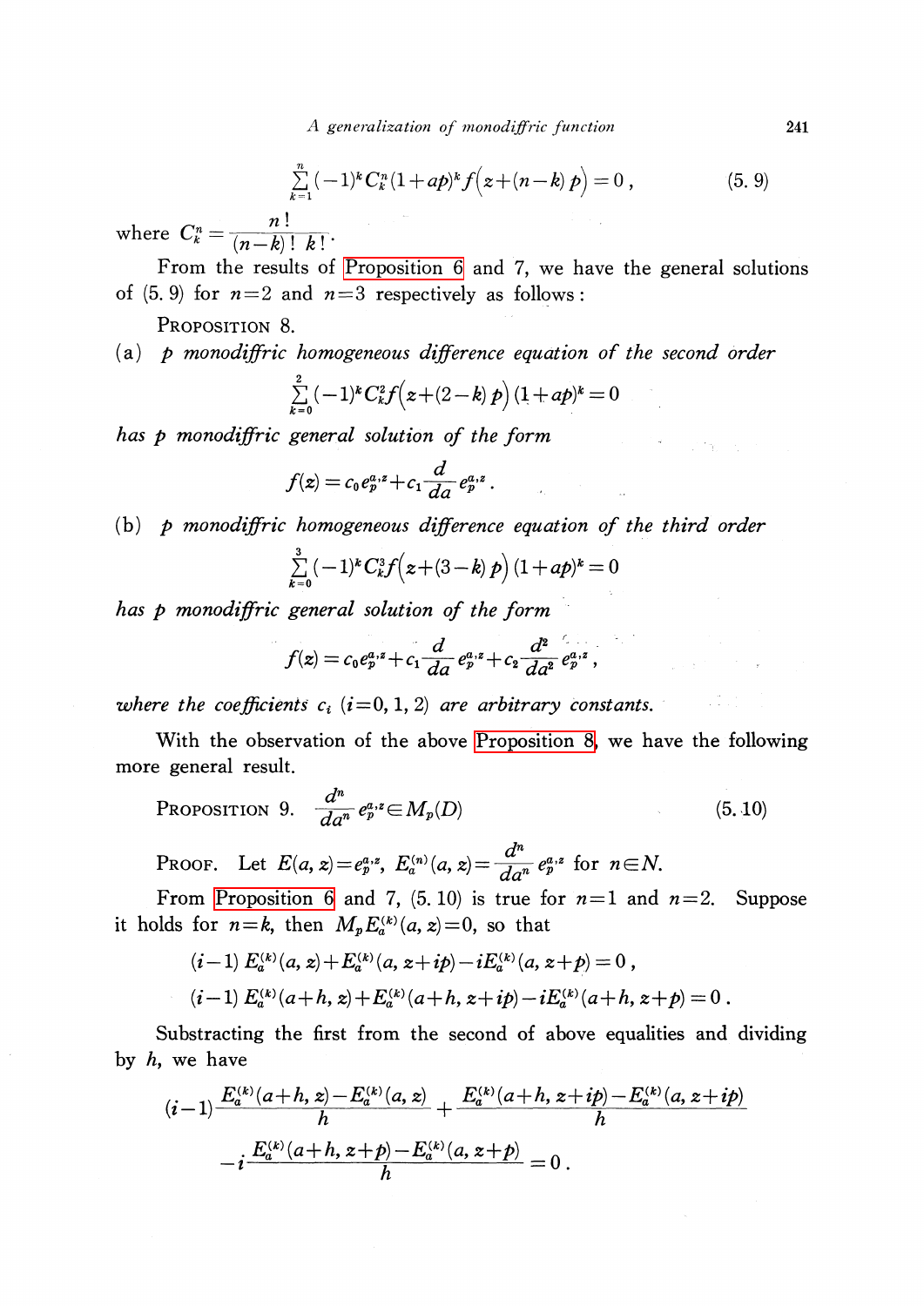$$\sum_{k=1}^{n}(-1)^k C_k^n (1+ap)^k f\big(z+(n-k)\,p\big)=0\,, \tag{5.9}$$

where $C_k^n = \dfrac{n\,!}{(n-k)\,!\;k\,!}\cdot$

From the results of Proposition 6 and 7, we have the general solutions of (5.9) for $n=2$ and $n=3$ respectively as follows:

PROPOSITION 8.

(a) *$p$ monodiffric homogeneous difference equation of the second order*

$$\sum_{k=0}^{2}(-1)^k C_k^2 f\big(z+(2-k)\,p\big)\,(1+ap)^k=0$$

*has $p$ monodiffric general solution of the form*

$$f(z)=c_0 e_p^{a,z}+c_1\frac{d}{da}e_p^{a,z}\,.$$

(b) *$p$ monodiffric homogeneous difference equation of the third order*

$$\sum_{k=0}^{3}(-1)^k C_k^3 f\big(z+(3-k)\,p\big)\,(1+ap)^k=0$$

*has $p$ monodiffric general solution of the form*

$$f(z)=c_0 e_p^{a,z}+c_1\frac{d}{da}e_p^{a,z}+c_2\frac{d^2}{da^2}e_p^{a,z}\,,$$

*where the coefficients $c_i$ $(i=0,1,2)$ are arbitrary constants.*

With the observation of the above Proposition 8, we have the following more general result.

PROPOSITION 9. $\dfrac{d^n}{da^n}e_p^{a,z}\in M_p(D)$ (5.10)

PROOF. Let $E(a,z)=e_p^{a,z}$, $E_a^{(n)}(a,z)=\dfrac{d^n}{da^n}e_p^{a,z}$ for $n\in N$.

From Proposition 6 and 7, (5.10) is true for $n=1$ and $n=2$. Suppose it holds for $n=k$, then $M_p E_a^{(k)}(a,z)=0$, so that

$$(i-1)\,E_a^{(k)}(a,z)+E_a^{(k)}(a,z+ip)-iE_a^{(k)}(a,z+p)=0\,,$$

$$(i-1)\,E_a^{(k)}(a+h,z)+E_a^{(k)}(a+h,z+ip)-iE_a^{(k)}(a+h,z+p)=0\,.$$

Substracting the first from the second of above equalities and dividing by $h$, we have

$$(i-1)\frac{E_a^{(k)}(a+h,z)-E_a^{(k)}(a,z)}{h}+\frac{E_a^{(k)}(a+h,z+ip)-E_a^{(k)}(a,z+ip)}{h}$$

$$-i\frac{E_a^{(k)}(a+h,z+p)-E_a^{(k)}(a,z+p)}{h}=0\,.$$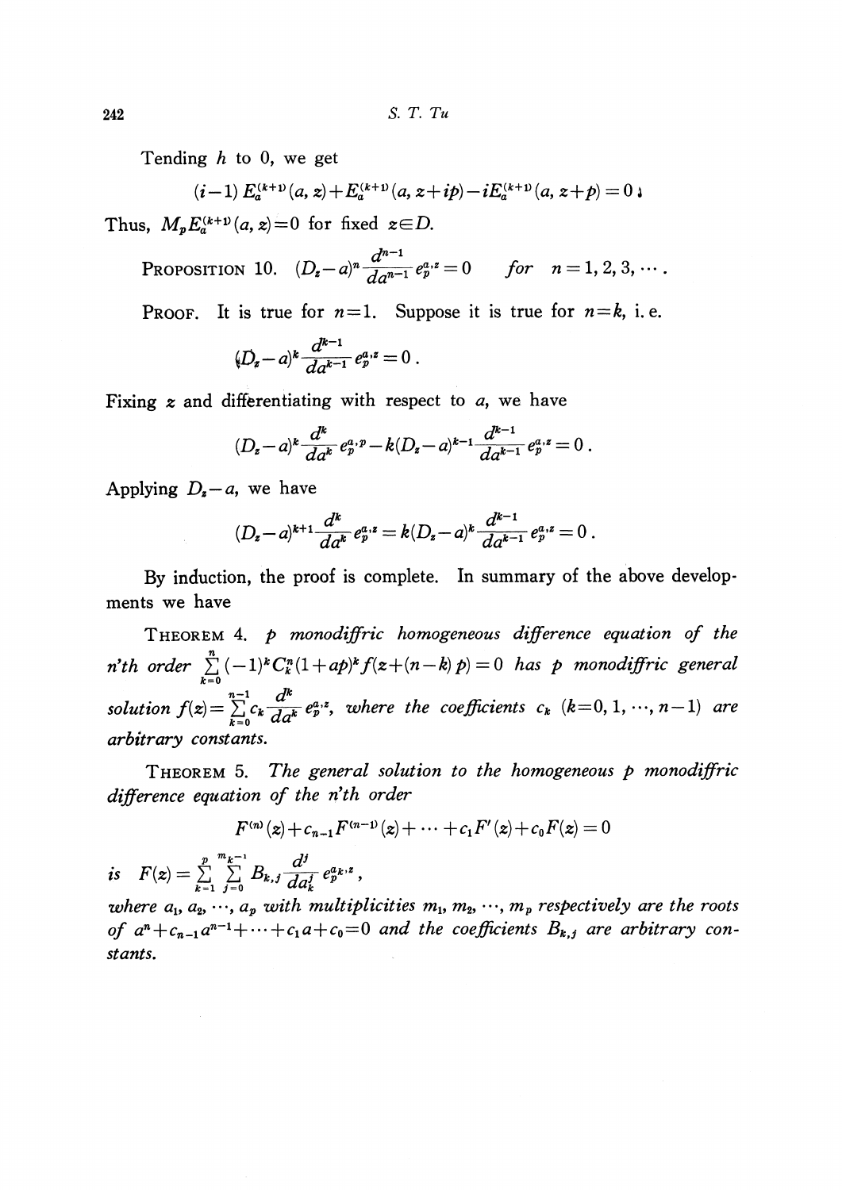Tending $h$ to 0, we get

$$(i-1)\, E_a^{(k+1)}(a, z) + E_a^{(k+1)}(a, z+ip) - iE_a^{(k+1)}(a, z+p) = 0\,;$$

Thus, $M_p E_a^{(k+1)}(a, z) = 0$ for fixed $z \in D$.

PROPOSITION 10. $(D_z - a)^n \dfrac{d^{n-1}}{da^{n-1}} e_p^{a,z} = 0$ *for* $n = 1, 2, 3, \cdots$.

PROOF. It is true for $n=1$. Suppose it is true for $n=k$, i.e.

$$(D_z - a)^k \frac{d^{k-1}}{da^{k-1}} e_p^{a,z} = 0\,.$$

Fixing $z$ and differentiating with respect to $a$, we have

$$(D_z - a)^k \frac{d^k}{da^k} e_p^{a,p} - k(D_z - a)^{k-1} \frac{d^{k-1}}{da^{k-1}} e_p^{a,z} = 0\,.$$

Applying $D_z - a$, we have

$$(D_z - a)^{k+1} \frac{d^k}{da^k} e_p^{a,z} = k(D_z - a)^k \frac{d^{k-1}}{da^{k-1}} e_p^{a,z} = 0\,.$$

By induction, the proof is complete. In summary of the above developments we have

THEOREM 4. *$p$ monodiffric homogeneous difference equation of the n'th order* $\sum_{k=0}^{n} (-1)^k C_k^n (1+ap)^k f(z+(n-k)p) = 0$ *has $p$ monodiffric general solution* $f(z) = \sum_{k=0}^{n-1} c_k \dfrac{d^k}{da^k} e_p^{a,z}$, *where the coefficients $c_k$ $(k=0, 1, \cdots, n-1)$ are arbitrary constants.*

THEOREM 5. *The general solution to the homogeneous $p$ monodiffric difference equation of the n'th order*

$$F^{(n)}(z) + c_{n-1} F^{(n-1)}(z) + \cdots + c_1 F'(z) + c_0 F(z) = 0$$

*is* $F(z) = \sum_{k=1}^{p} \sum_{j=0}^{m_k - 1} B_{k,j} \dfrac{d^j}{da_k^j} e_p^{a_k, z}$,

*where $a_1, a_2, \cdots, a_p$ with multiplicities $m_1, m_2, \cdots, m_p$ respectively are the roots of $a^n + c_{n-1} a^{n-1} + \cdots + c_1 a + c_0 = 0$ and the coefficients $B_{k,j}$ are arbitrary constants.*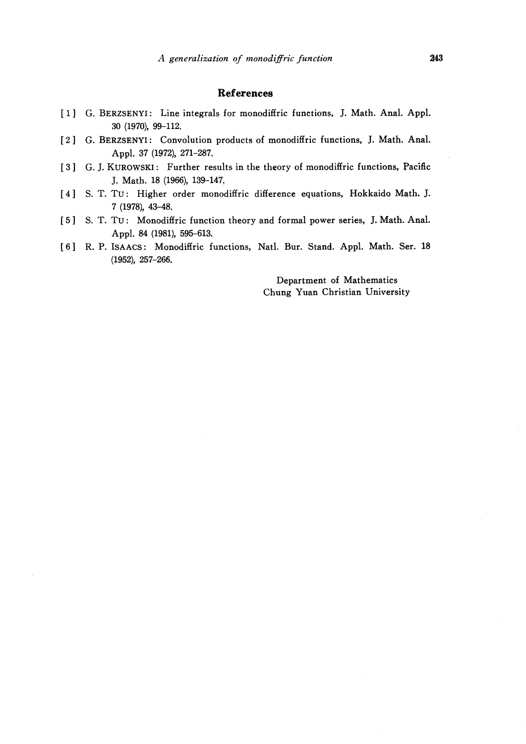## References

[1] G. BERZSENYI: Line integrals for monodiffric functions, J. Math. Anal. Appl. 30 (1970), 99–112.

[2] G. BERZSENYI: Convolution products of monodiffric functions, J. Math. Anal. Appl. 37 (1972), 271–287.

[3] G. J. KUROWSKI: Further results in the theory of monodiffric functions, Pacific J. Math. 18 (1966), 139–147.

[4] S. T. TU: Higher order monodiffric difference equations, Hokkaido Math. J. 7 (1978), 43–48.

[5] S. T. TU: Monodiffric function theory and formal power series, J. Math. Anal. Appl. 84 (1981), 595–613.

[6] R. P. ISAACS: Monodiffric functions, Natl. Bur. Stand. Appl. Math. Ser. 18 (1952), 257–266.

Department of Mathematics
Chung Yuan Christian University